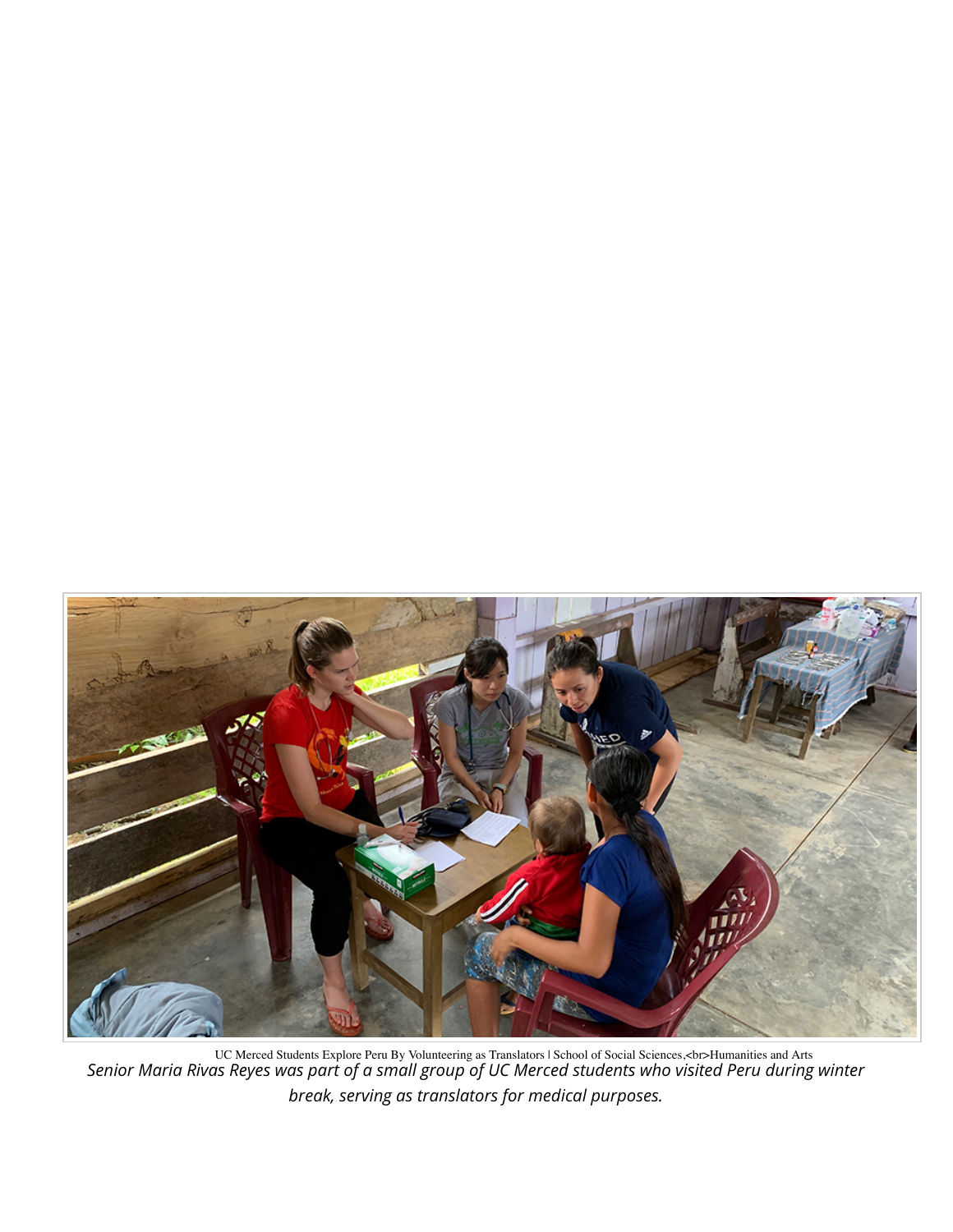UC Merced Students Explore Peru By Volunteering as Translators | School of Social Sciences,<br>Humanities and Arts

*Senior Maria Rivas Reyes was part of a small group of UC Merced students who visited Peru during winter break, serving as translators for medical purposes.*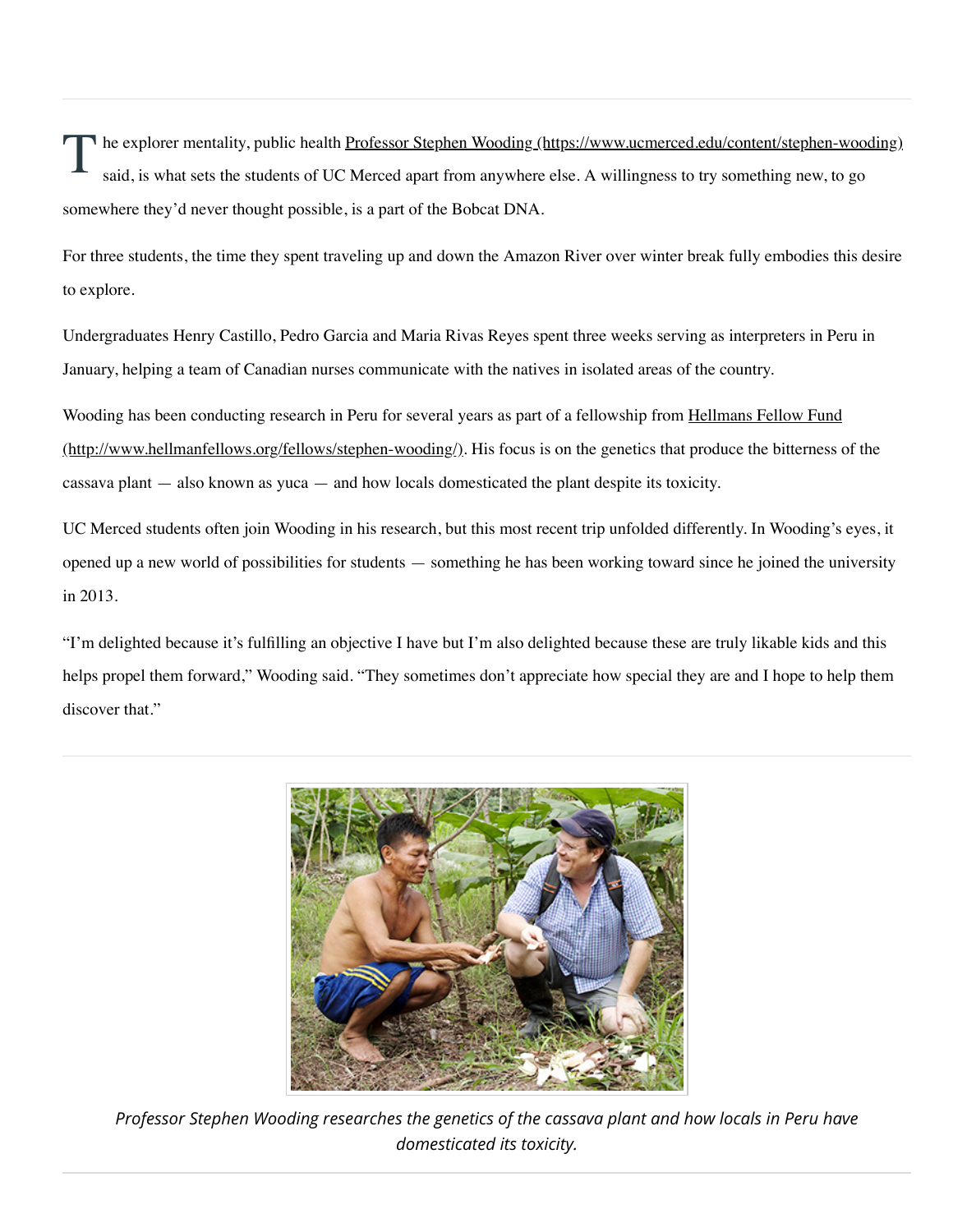The explorer mentality, public health [Professor Stephen Wooding (https://www.ucmerced.edu/content/stephen-wooding)](https://www.ucmerced.edu/content/stephen-wooding) said, is what sets the students of UC Merced apart from anywhere else. A willingness to try something new, to go somewhere they'd never thought possible, is a part of the Bobcat DNA.

For three students, the time they spent traveling up and down the Amazon River over winter break fully embodies this desire to explore.

Undergraduates Henry Castillo, Pedro Garcia and Maria Rivas Reyes spent three weeks serving as interpreters in Peru in January, helping a team of Canadian nurses communicate with the natives in isolated areas of the country.

Wooding has been conducting research in Peru for several years as part of a fellowship from [Hellmans Fellow Fund (http://www.hellmanfellows.org/fellows/stephen-wooding/)](http://www.hellmanfellows.org/fellows/stephen-wooding/). His focus is on the genetics that produce the bitterness of the cassava plant — also known as yuca — and how locals domesticated the plant despite its toxicity.

UC Merced students often join Wooding in his research, but this most recent trip unfolded differently. In Wooding's eyes, it opened up a new world of possibilities for students — something he has been working toward since he joined the university in 2013.

"I'm delighted because it's fulfilling an objective I have but I'm also delighted because these are truly likable kids and this helps propel them forward," Wooding said. "They sometimes don't appreciate how special they are and I hope to help them discover that."

*Professor Stephen Wooding researches the genetics of the cassava plant and how locals in Peru have domesticated its toxicity.*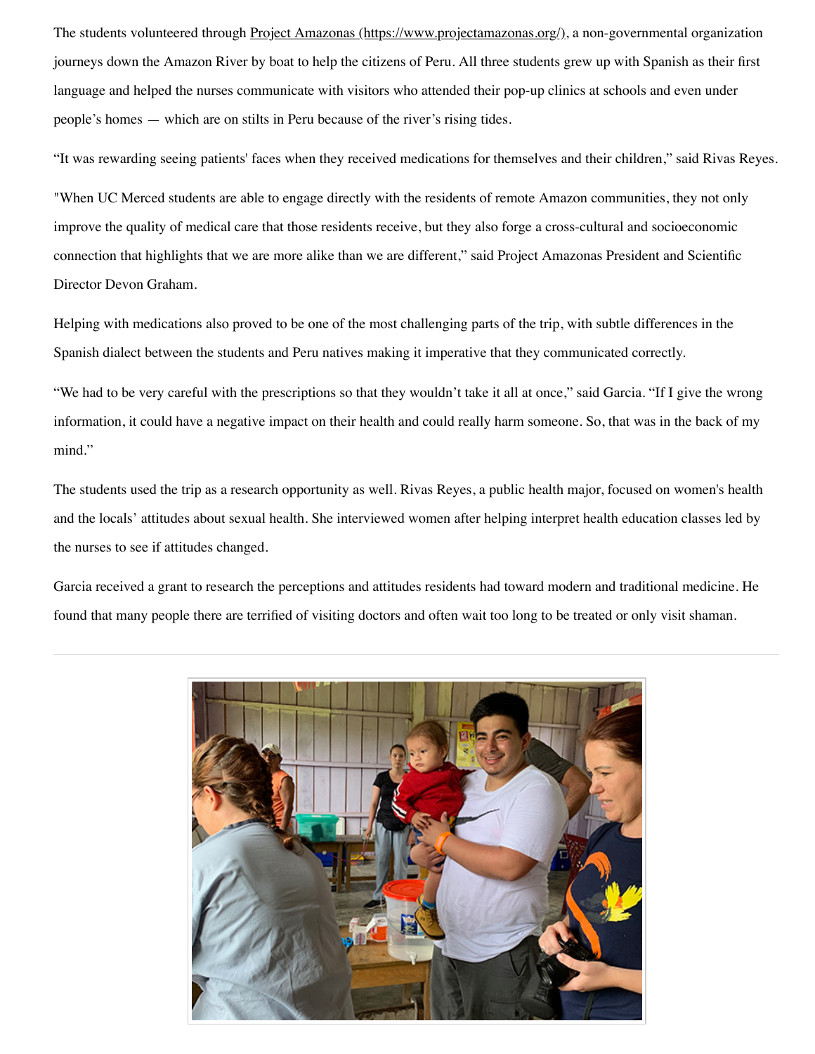The students volunteered through [Project Amazonas (https://www.projectamazonas.org/)](https://www.projectamazonas.org/), a non-governmental organization journeys down the Amazon River by boat to help the citizens of Peru. All three students grew up with Spanish as their first language and helped the nurses communicate with visitors who attended their pop-up clinics at schools and even under people's homes — which are on stilts in Peru because of the river's rising tides.

"It was rewarding seeing patients' faces when they received medications for themselves and their children," said Rivas Reyes.

"When UC Merced students are able to engage directly with the residents of remote Amazon communities, they not only improve the quality of medical care that those residents receive, but they also forge a cross-cultural and socioeconomic connection that highlights that we are more alike than we are different," said Project Amazonas President and Scientific Director Devon Graham.

Helping with medications also proved to be one of the most challenging parts of the trip, with subtle differences in the Spanish dialect between the students and Peru natives making it imperative that they communicated correctly.

"We had to be very careful with the prescriptions so that they wouldn't take it all at once," said Garcia. "If I give the wrong information, it could have a negative impact on their health and could really harm someone. So, that was in the back of my mind."

The students used the trip as a research opportunity as well. Rivas Reyes, a public health major, focused on women's health and the locals' attitudes about sexual health. She interviewed women after helping interpret health education classes led by the nurses to see if attitudes changed.

Garcia received a grant to research the perceptions and attitudes residents had toward modern and traditional medicine. He found that many people there are terrified of visiting doctors and often wait too long to be treated or only visit shaman.

---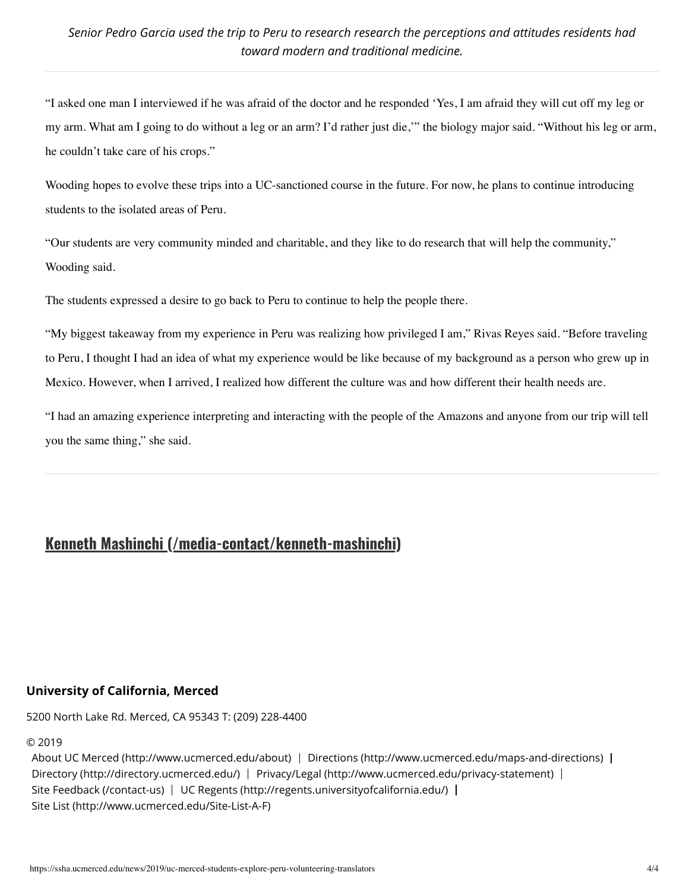*Senior Pedro Garcia used the trip to Peru to research research the perceptions and attitudes residents had toward modern and traditional medicine.*

---

"I asked one man I interviewed if he was afraid of the doctor and he responded 'Yes, I am afraid they will cut off my leg or my arm. What am I going to do without a leg or an arm? I'd rather just die,'" the biology major said. "Without his leg or arm, he couldn't take care of his crops."

Wooding hopes to evolve these trips into a UC-sanctioned course in the future. For now, he plans to continue introducing students to the isolated areas of Peru.

"Our students are very community minded and charitable, and they like to do research that will help the community," Wooding said.

The students expressed a desire to go back to Peru to continue to help the people there.

"My biggest takeaway from my experience in Peru was realizing how privileged I am," Rivas Reyes said. "Before traveling to Peru, I thought I had an idea of what my experience would be like because of my background as a person who grew up in Mexico. However, when I arrived, I realized how different the culture was and how different their health needs are.

"I had an amazing experience interpreting and interacting with the people of the Amazons and anyone from our trip will tell you the same thing," she said.

---

## Kenneth Mashinchi (/media-contact/kenneth-mashinchi)

**University of California, Merced**

5200 North Lake Rd. Merced, CA 95343 T: (209) 228-4400

© 2019

About UC Merced (http://www.ucmerced.edu/about) | Directions (http://www.ucmerced.edu/maps-and-directions) | Directory (http://directory.ucmerced.edu/) | Privacy/Legal (http://www.ucmerced.edu/privacy-statement) | Site Feedback (/contact-us) | UC Regents (http://regents.universityofcalifornia.edu/) | Site List (http://www.ucmerced.edu/Site-List-A-F)